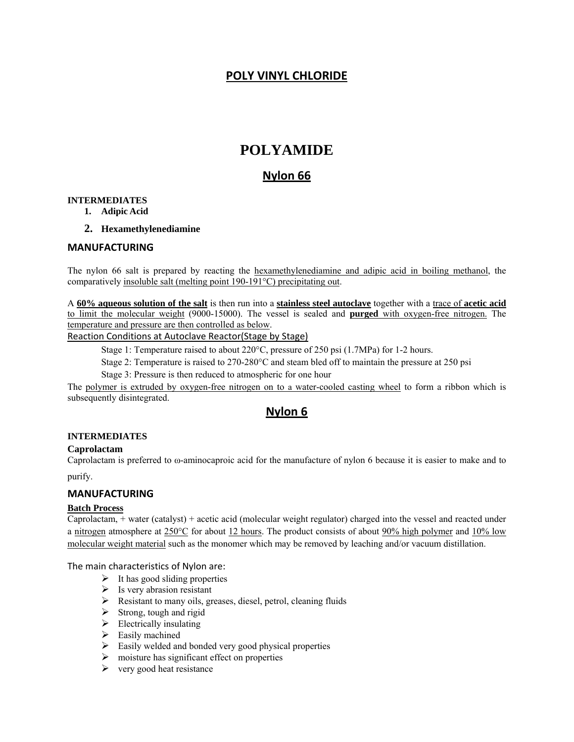## POLY VINYL CHLORIDE

# POLYAMIDE

## Nylon 66

**INTERMEDIATES**

1. **Adipic Acid**
2. **Hexamethylenediamine**

### MANUFACTURING

The nylon 66 salt is prepared by reacting the hexamethylenediamine and adipic acid in boiling methanol, the comparatively insoluble salt (melting point 190-191°C) precipitating out.

A **60% aqueous solution of the salt** is then run into a **stainless steel autoclave** together with a trace of **acetic acid** to limit the molecular weight (9000-15000). The vessel is sealed and **purged** with oxygen-free nitrogen. The temperature and pressure are then controlled as below.

Reaction Conditions at Autoclave Reactor(Stage by Stage)

Stage 1: Temperature raised to about 220°C, pressure of 250 psi (1.7MPa) for 1-2 hours.

Stage 2: Temperature is raised to 270-280°C and steam bled off to maintain the pressure at 250 psi

Stage 3: Pressure is then reduced to atmospheric for one hour

The polymer is extruded by oxygen-free nitrogen on to a water-cooled casting wheel to form a ribbon which is subsequently disintegrated.

## Nylon 6

**INTERMEDIATES**

**Caprolactam**

Caprolactam is preferred to ω-aminocaproic acid for the manufacture of nylon 6 because it is easier to make and to purify.

### MANUFACTURING

**Batch Process**

Caprolactam, + water (catalyst) + acetic acid (molecular weight regulator) charged into the vessel and reacted under a nitrogen atmosphere at 250°C for about 12 hours. The product consists of about 90% high polymer and 10% low molecular weight material such as the monomer which may be removed by leaching and/or vacuum distillation.

The main characteristics of Nylon are:

- It has good sliding properties
- Is very abrasion resistant
- Resistant to many oils, greases, diesel, petrol, cleaning fluids
- Strong, tough and rigid
- Electrically insulating
- Easily machined
- Easily welded and bonded very good physical properties
- moisture has significant effect on properties
- very good heat resistance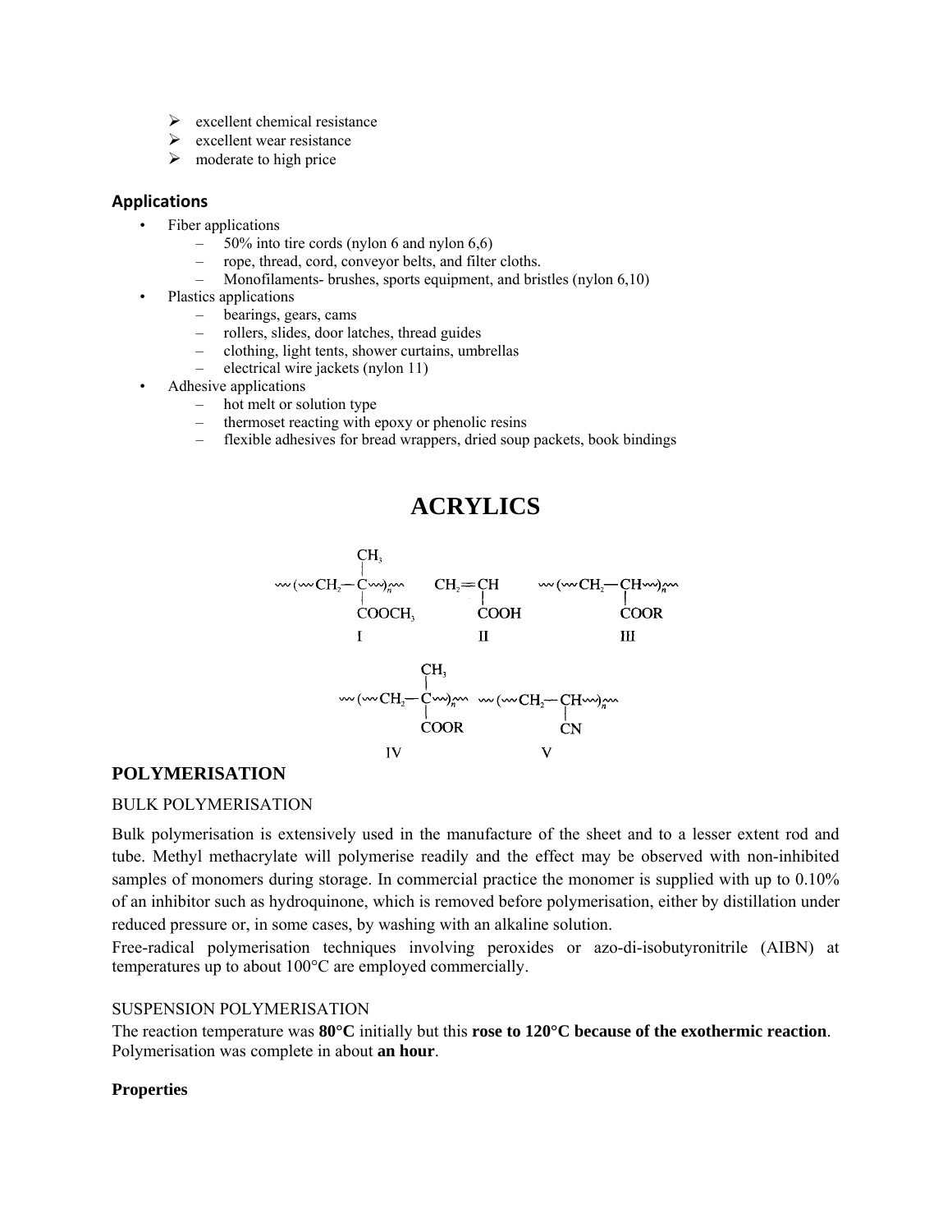- excellent chemical resistance
- excellent wear resistance
- moderate to high price

## Applications

- Fiber applications
  - 50% into tire cords (nylon 6 and nylon 6,6)
  - rope, thread, cord, conveyor belts, and filter cloths.
  - Monofilaments- brushes, sports equipment, and bristles (nylon 6,10)
- Plastics applications
  - bearings, gears, cams
  - rollers, slides, door latches, thread guides
  - clothing, light tents, shower curtains, umbrellas
  - electrical wire jackets (nylon 11)
- Adhesive applications
  - hot melt or solution type
  - thermoset reacting with epoxy or phenolic resins
  - flexible adhesives for bread wrappers, dried soup packets, book bindings

# ACRYLICS

$$\text{I: } \sim\!(\sim CH_2-C(CH_3)(COOCH_3)\sim)_n\sim \qquad \text{II: } CH_2{=}CH-COOH \qquad \text{III: } \sim\!(\sim CH_2-CH(COOR)\sim)_n\sim$$

$$\text{IV: } \sim\!(\sim CH_2-C(CH_3)(COOR)\sim)_n\sim \qquad \text{V: } \sim\!(\sim CH_2-CH(CN)\sim)_n\sim$$

## POLYMERISATION

### BULK POLYMERISATION

Bulk polymerisation is extensively used in the manufacture of the sheet and to a lesser extent rod and tube. Methyl methacrylate will polymerise readily and the effect may be observed with non-inhibited samples of monomers during storage. In commercial practice the monomer is supplied with up to 0.10% of an inhibitor such as hydroquinone, which is removed before polymerisation, either by distillation under reduced pressure or, in some cases, by washing with an alkaline solution.

Free-radical polymerisation techniques involving peroxides or azo-di-isobutyronitrile (AIBN) at temperatures up to about 100°C are employed commercially.

### SUSPENSION POLYMERISATION

The reaction temperature was **80°C** initially but this **rose to 120°C because of the exothermic reaction**. Polymerisation was complete in about **an hour**.

**Properties**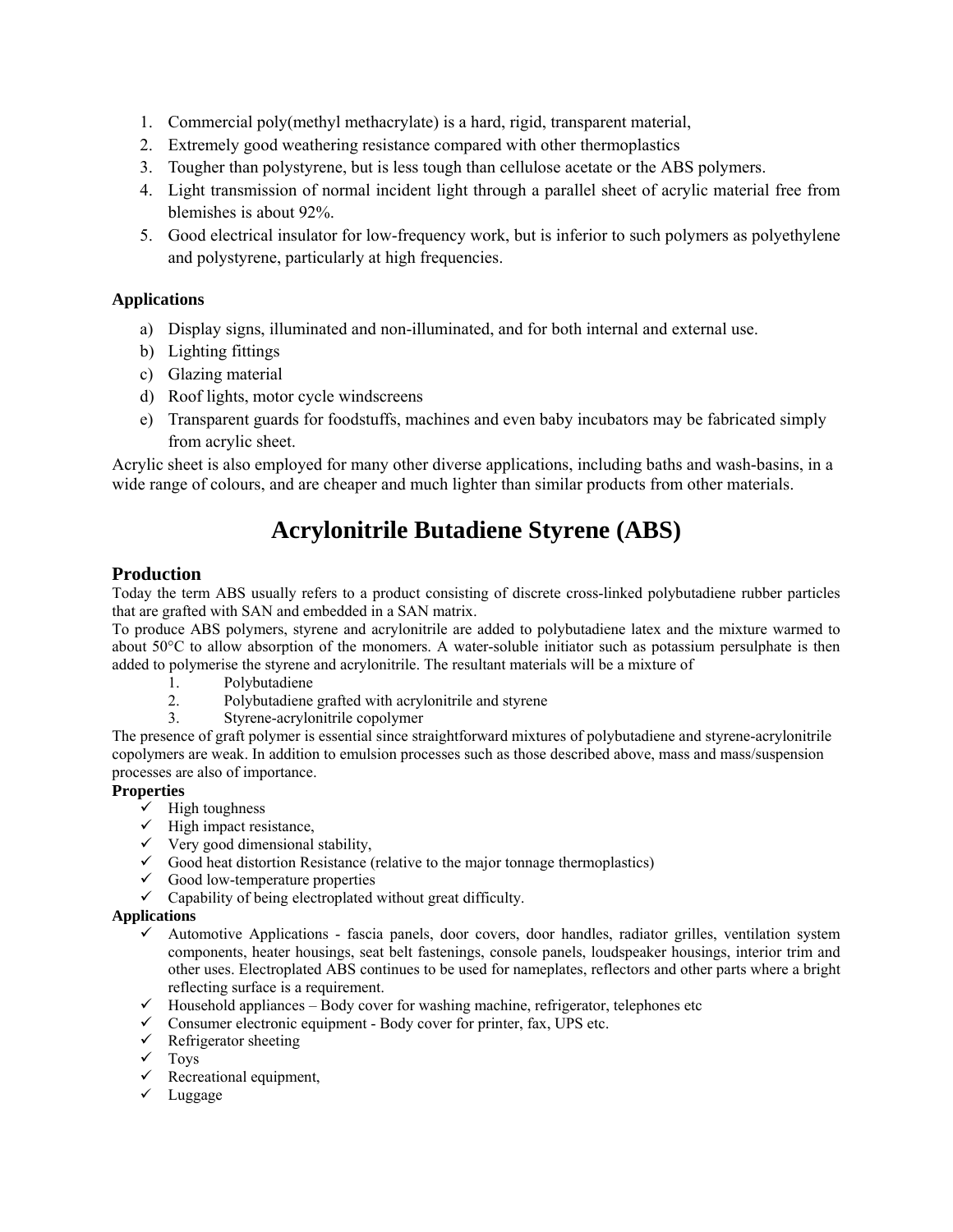1. Commercial poly(methyl methacrylate) is a hard, rigid, transparent material,
2. Extremely good weathering resistance compared with other thermoplastics
3. Tougher than polystyrene, but is less tough than cellulose acetate or the ABS polymers.
4. Light transmission of normal incident light through a parallel sheet of acrylic material free from blemishes is about 92%.
5. Good electrical insulator for low-frequency work, but is inferior to such polymers as polyethylene and polystyrene, particularly at high frequencies.

**Applications**

a) Display signs, illuminated and non-illuminated, and for both internal and external use.
b) Lighting fittings
c) Glazing material
d) Roof lights, motor cycle windscreens
e) Transparent guards for foodstuffs, machines and even baby incubators may be fabricated simply from acrylic sheet.

Acrylic sheet is also employed for many other diverse applications, including baths and wash-basins, in a wide range of colours, and are cheaper and much lighter than similar products from other materials.

# Acrylonitrile Butadiene Styrene (ABS)

## Production

Today the term ABS usually refers to a product consisting of discrete cross-linked polybutadiene rubber particles that are grafted with SAN and embedded in a SAN matrix.

To produce ABS polymers, styrene and acrylonitrile are added to polybutadiene latex and the mixture warmed to about 50°C to allow absorption of the monomers. A water-soluble initiator such as potassium persulphate is then added to polymerise the styrene and acrylonitrile. The resultant materials will be a mixture of

1. Polybutadiene
2. Polybutadiene grafted with acrylonitrile and styrene
3. Styrene-acrylonitrile copolymer

The presence of graft polymer is essential since straightforward mixtures of polybutadiene and styrene-acrylonitrile copolymers are weak. In addition to emulsion processes such as those described above, mass and mass/suspension processes are also of importance.

**Properties**

- ✓ High toughness
- ✓ High impact resistance,
- ✓ Very good dimensional stability,
- ✓ Good heat distortion Resistance (relative to the major tonnage thermoplastics)
- ✓ Good low-temperature properties
- ✓ Capability of being electroplated without great difficulty.

**Applications**

- ✓ Automotive Applications - fascia panels, door covers, door handles, radiator grilles, ventilation system components, heater housings, seat belt fastenings, console panels, loudspeaker housings, interior trim and other uses. Electroplated ABS continues to be used for nameplates, reflectors and other parts where a bright reflecting surface is a requirement.
- ✓ Household appliances – Body cover for washing machine, refrigerator, telephones etc
- ✓ Consumer electronic equipment - Body cover for printer, fax, UPS etc.
- ✓ Refrigerator sheeting
- ✓ Toys
- ✓ Recreational equipment,
- ✓ Luggage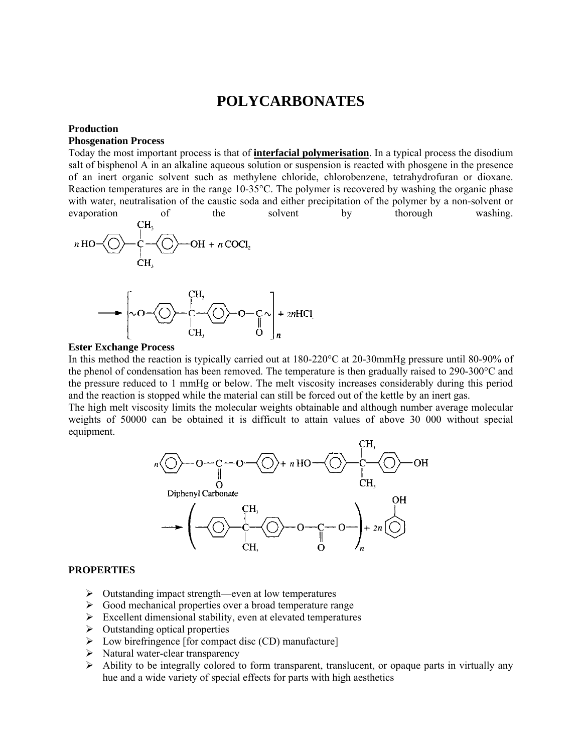# POLYCARBONATES

**Production**

**Phosgenation Process**

Today the most important process is that of **interfacial polymerisation**. In a typical process the disodium salt of bisphenol A in an alkaline aqueous solution or suspension is reacted with phosgene in the presence of an inert organic solvent such as methylene chloride, chlorobenzene, tetrahydrofuran or dioxane. Reaction temperatures are in the range 10-35°C. The polymer is recovered by washing the organic phase with water, neutralisation of the caustic soda and either precipitation of the polymer by a non-solvent or evaporation of the solvent by thorough washing.

$$n\,HO-C_6H_4-C(CH_3)_2-C_6H_4-OH + n\,COCl_2$$

$$\longrightarrow \left[\sim O-C_6H_4-C(CH_3)_2-C_6H_4-O-\underset{\underset{O}{\|}}{C}\sim\right]_n + 2n\,HCl$$

**Ester Exchange Process**

In this method the reaction is typically carried out at 180-220°C at 20-30mmHg pressure until 80-90% of the phenol of condensation has been removed. The temperature is then gradually raised to 290-300°C and the pressure reduced to 1 mmHg or below. The melt viscosity increases considerably during this period and the reaction is stopped while the material can still be forced out of the kettle by an inert gas.

The high melt viscosity limits the molecular weights obtainable and although number average molecular weights of 50000 can be obtained it is difficult to attain values of above 30 000 without special equipment.

$$n\,C_6H_5-O-\underset{\underset{O}{\|}}{C}-O-C_6H_5 + n\,HO-C_6H_4-C(CH_3)_2-C_6H_4-OH$$

Diphenyl Carbonate

$$\longrightarrow \left(-C_6H_4-C(CH_3)_2-C_6H_4-O-\underset{\underset{O}{\|}}{C}-O-\right)_n + 2n\,C_6H_5OH$$

**PROPERTIES**

- Outstanding impact strength—even at low temperatures
- Good mechanical properties over a broad temperature range
- Excellent dimensional stability, even at elevated temperatures
- Outstanding optical properties
- Low birefringence [for compact disc (CD) manufacture]
- Natural water-clear transparency
- Ability to be integrally colored to form transparent, translucent, or opaque parts in virtually any hue and a wide variety of special effects for parts with high aesthetics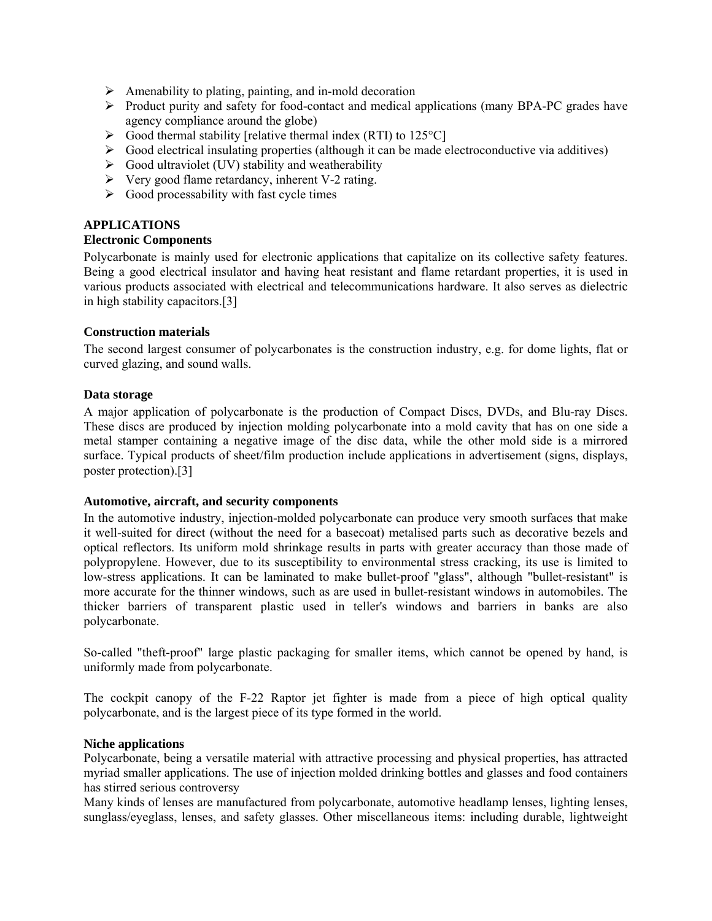- Amenability to plating, painting, and in-mold decoration
- Product purity and safety for food-contact and medical applications (many BPA-PC grades have agency compliance around the globe)
- Good thermal stability [relative thermal index (RTI) to 125°C]
- Good electrical insulating properties (although it can be made electroconductive via additives)
- Good ultraviolet (UV) stability and weatherability
- Very good flame retardancy, inherent V-2 rating.
- Good processability with fast cycle times

## APPLICATIONS

### Electronic Components

Polycarbonate is mainly used for electronic applications that capitalize on its collective safety features. Being a good electrical insulator and having heat resistant and flame retardant properties, it is used in various products associated with electrical and telecommunications hardware. It also serves as dielectric in high stability capacitors.[3]

### Construction materials

The second largest consumer of polycarbonates is the construction industry, e.g. for dome lights, flat or curved glazing, and sound walls.

### Data storage

A major application of polycarbonate is the production of Compact Discs, DVDs, and Blu-ray Discs. These discs are produced by injection molding polycarbonate into a mold cavity that has on one side a metal stamper containing a negative image of the disc data, while the other mold side is a mirrored surface. Typical products of sheet/film production include applications in advertisement (signs, displays, poster protection).[3]

### Automotive, aircraft, and security components

In the automotive industry, injection-molded polycarbonate can produce very smooth surfaces that make it well-suited for direct (without the need for a basecoat) metalised parts such as decorative bezels and optical reflectors. Its uniform mold shrinkage results in parts with greater accuracy than those made of polypropylene. However, due to its susceptibility to environmental stress cracking, its use is limited to low-stress applications. It can be laminated to make bullet-proof "glass", although "bullet-resistant" is more accurate for the thinner windows, such as are used in bullet-resistant windows in automobiles. The thicker barriers of transparent plastic used in teller's windows and barriers in banks are also polycarbonate.

So-called "theft-proof" large plastic packaging for smaller items, which cannot be opened by hand, is uniformly made from polycarbonate.

The cockpit canopy of the F-22 Raptor jet fighter is made from a piece of high optical quality polycarbonate, and is the largest piece of its type formed in the world.

### Niche applications

Polycarbonate, being a versatile material with attractive processing and physical properties, has attracted myriad smaller applications. The use of injection molded drinking bottles and glasses and food containers has stirred serious controversy

Many kinds of lenses are manufactured from polycarbonate, automotive headlamp lenses, lighting lenses, sunglass/eyeglass, lenses, and safety glasses. Other miscellaneous items: including durable, lightweight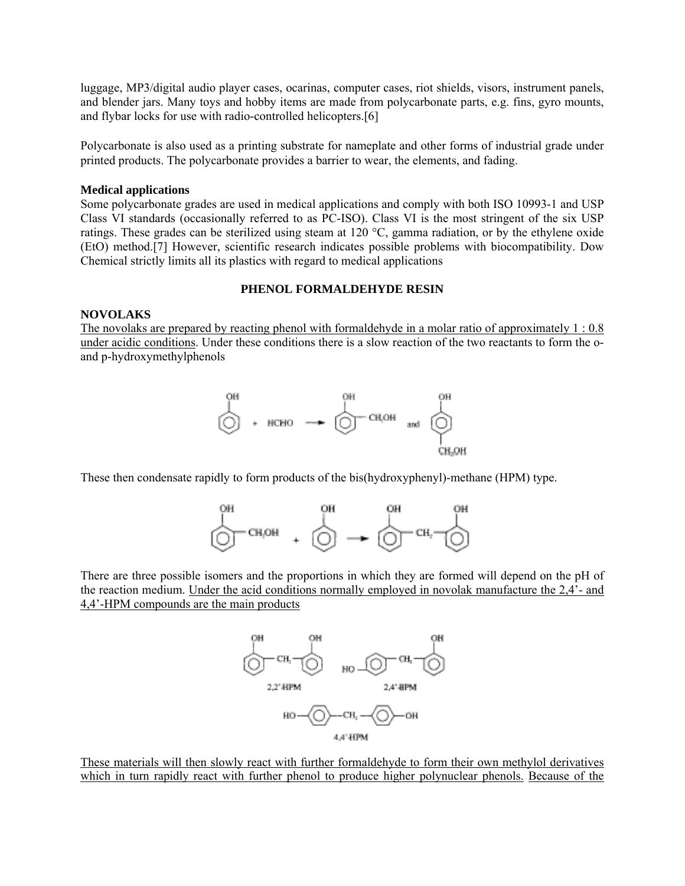luggage, MP3/digital audio player cases, ocarinas, computer cases, riot shields, visors, instrument panels, and blender jars. Many toys and hobby items are made from polycarbonate parts, e.g. fins, gyro mounts, and flybar locks for use with radio-controlled helicopters.[6]

Polycarbonate is also used as a printing substrate for nameplate and other forms of industrial grade under printed products. The polycarbonate provides a barrier to wear, the elements, and fading.

**Medical applications**

Some polycarbonate grades are used in medical applications and comply with both ISO 10993-1 and USP Class VI standards (occasionally referred to as PC-ISO). Class VI is the most stringent of the six USP ratings. These grades can be sterilized using steam at 120 °C, gamma radiation, or by the ethylene oxide (EtO) method.[7] However, scientific research indicates possible problems with biocompatibility. Dow Chemical strictly limits all its plastics with regard to medical applications

## PHENOL FORMALDEHYDE RESIN

### NOVOLAKS

The novolaks are prepared by reacting phenol with formaldehyde in a molar ratio of approximately 1 : 0.8 under acidic conditions. Under these conditions there is a slow reaction of the two reactants to form the o- and p-hydroxymethylphenols

These then condensate rapidly to form products of the bis(hydroxyphenyl)-methane (HPM) type.

There are three possible isomers and the proportions in which they are formed will depend on the pH of the reaction medium. Under the acid conditions normally employed in novolak manufacture the 2,4'- and 4,4'-HPM compounds are the main products

2,2'-HPM 2,4'-HPM

4,4'-HPM

These materials will then slowly react with further formaldehyde to form their own methylol derivatives which in turn rapidly react with further phenol to produce higher polynuclear phenols. Because of the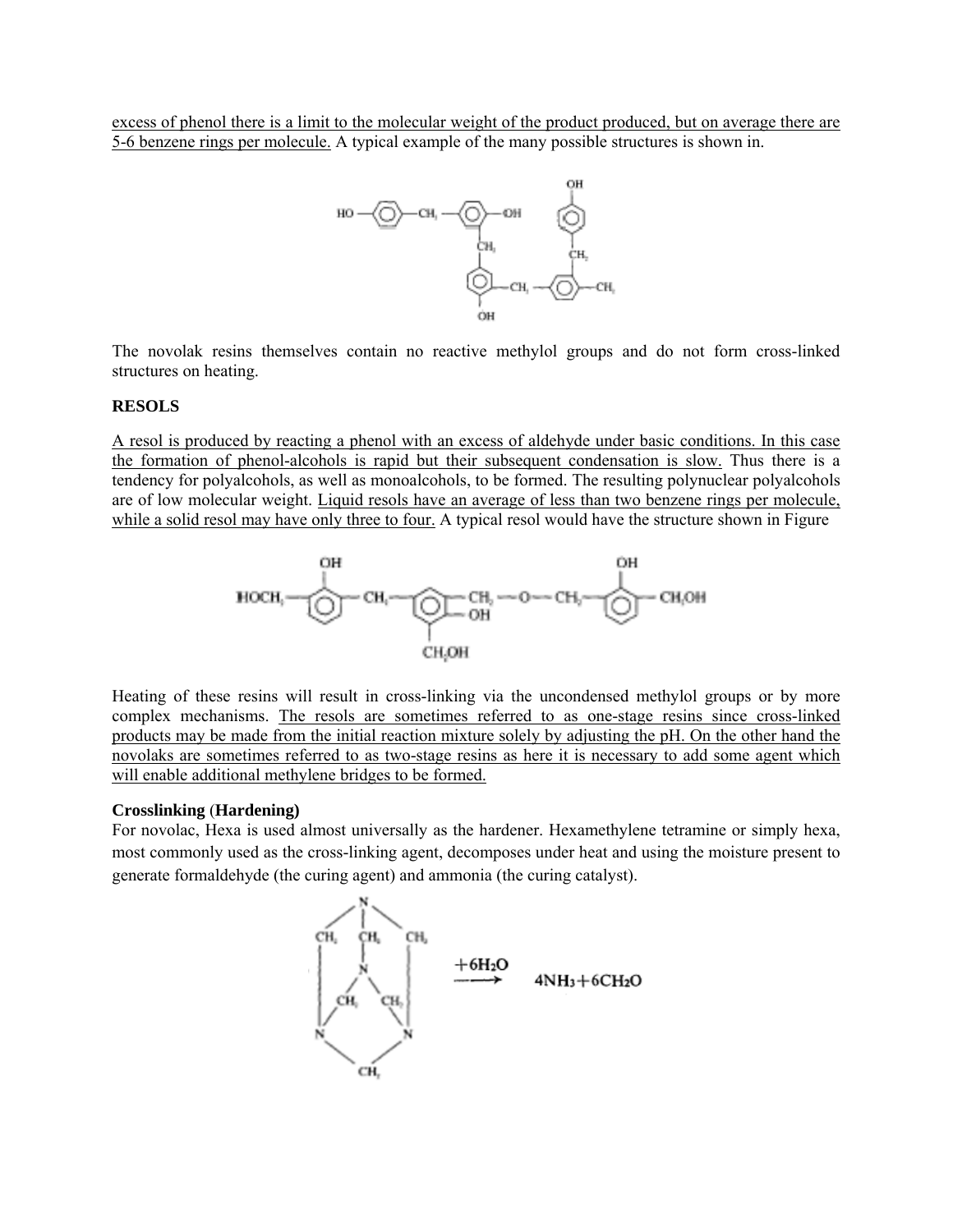excess of phenol there is a limit to the molecular weight of the product produced, but on average there are 5-6 benzene rings per molecule. A typical example of the many possible structures is shown in.

The novolak resins themselves contain no reactive methylol groups and do not form cross-linked structures on heating.

**RESOLS**

A resol is produced by reacting a phenol with an excess of aldehyde under basic conditions. In this case the formation of phenol-alcohols is rapid but their subsequent condensation is slow. Thus there is a tendency for polyalcohols, as well as monoalcohols, to be formed. The resulting polynuclear polyalcohols are of low molecular weight. Liquid resols have an average of less than two benzene rings per molecule, while a solid resol may have only three to four. A typical resol would have the structure shown in Figure

Heating of these resins will result in cross-linking via the uncondensed methylol groups or by more complex mechanisms. The resols are sometimes referred to as one-stage resins since cross-linked products may be made from the initial reaction mixture solely by adjusting the pH. On the other hand the novolaks are sometimes referred to as two-stage resins as here it is necessary to add some agent which will enable additional methylene bridges to be formed.

**Crosslinking (Hardening)**

For novolac, Hexa is used almost universally as the hardener. Hexamethylene tetramine or simply hexa, most commonly used as the cross-linking agent, decomposes under heat and using the moisture present to generate formaldehyde (the curing agent) and ammonia (the curing catalyst).

$$\text{Hexa} \xrightarrow{+6H_2O} 4NH_3 + 6CH_2O$$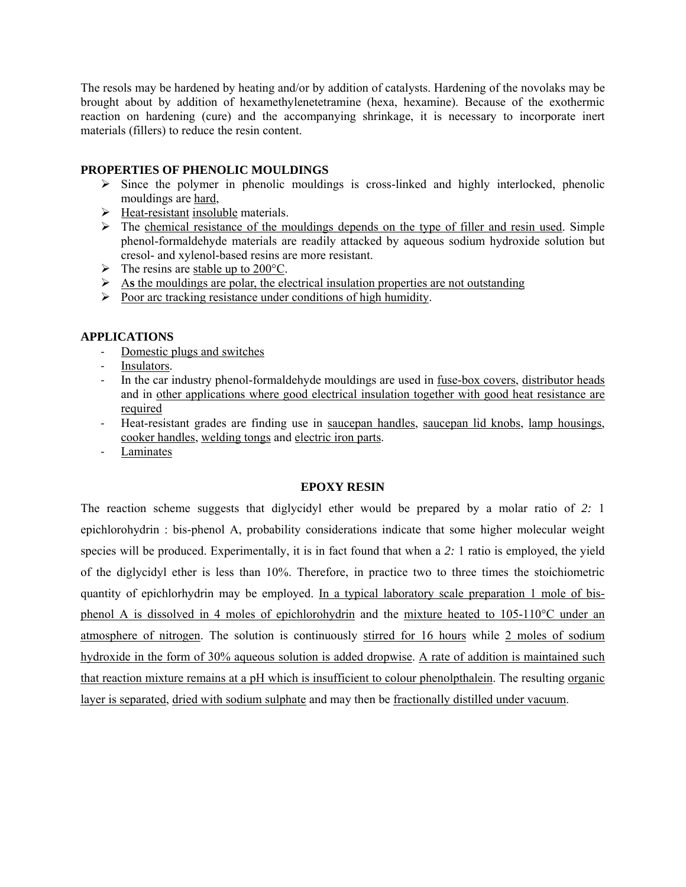The resols may be hardened by heating and/or by addition of catalysts. Hardening of the novolaks may be brought about by addition of hexamethylenetetramine (hexa, hexamine). Because of the exothermic reaction on hardening (cure) and the accompanying shrinkage, it is necessary to incorporate inert materials (fillers) to reduce the resin content.

## PROPERTIES OF PHENOLIC MOULDINGS

- Since the polymer in phenolic mouldings is cross-linked and highly interlocked, phenolic mouldings are hard,
- Heat-resistant insoluble materials.
- The chemical resistance of the mouldings depends on the type of filler and resin used. Simple phenol-formaldehyde materials are readily attacked by aqueous sodium hydroxide solution but cresol- and xylenol-based resins are more resistant.
- The resins are stable up to 200°C.
- As the mouldings are polar, the electrical insulation properties are not outstanding
- Poor arc tracking resistance under conditions of high humidity.

## APPLICATIONS

- Domestic plugs and switches
- Insulators.
- In the car industry phenol-formaldehyde mouldings are used in fuse-box covers, distributor heads and in other applications where good electrical insulation together with good heat resistance are required
- Heat-resistant grades are finding use in saucepan handles, saucepan lid knobs, lamp housings, cooker handles, welding tongs and electric iron parts.
- Laminates

## EPOXY RESIN

The reaction scheme suggests that diglycidyl ether would be prepared by a molar ratio of *2:* 1 epichlorohydrin : bis-phenol A, probability considerations indicate that some higher molecular weight species will be produced. Experimentally, it is in fact found that when a *2:* 1 ratio is employed, the yield of the diglycidyl ether is less than 10%. Therefore, in practice two to three times the stoichiometric quantity of epichlorhydrin may be employed. In a typical laboratory scale preparation 1 mole of bis-phenol A is dissolved in 4 moles of epichlorohydrin and the mixture heated to 105-110°C under an atmosphere of nitrogen. The solution is continuously stirred for 16 hours while 2 moles of sodium hydroxide in the form of 30% aqueous solution is added dropwise. A rate of addition is maintained such that reaction mixture remains at a pH which is insufficient to colour phenolpthalein. The resulting organic layer is separated, dried with sodium sulphate and may then be fractionally distilled under vacuum.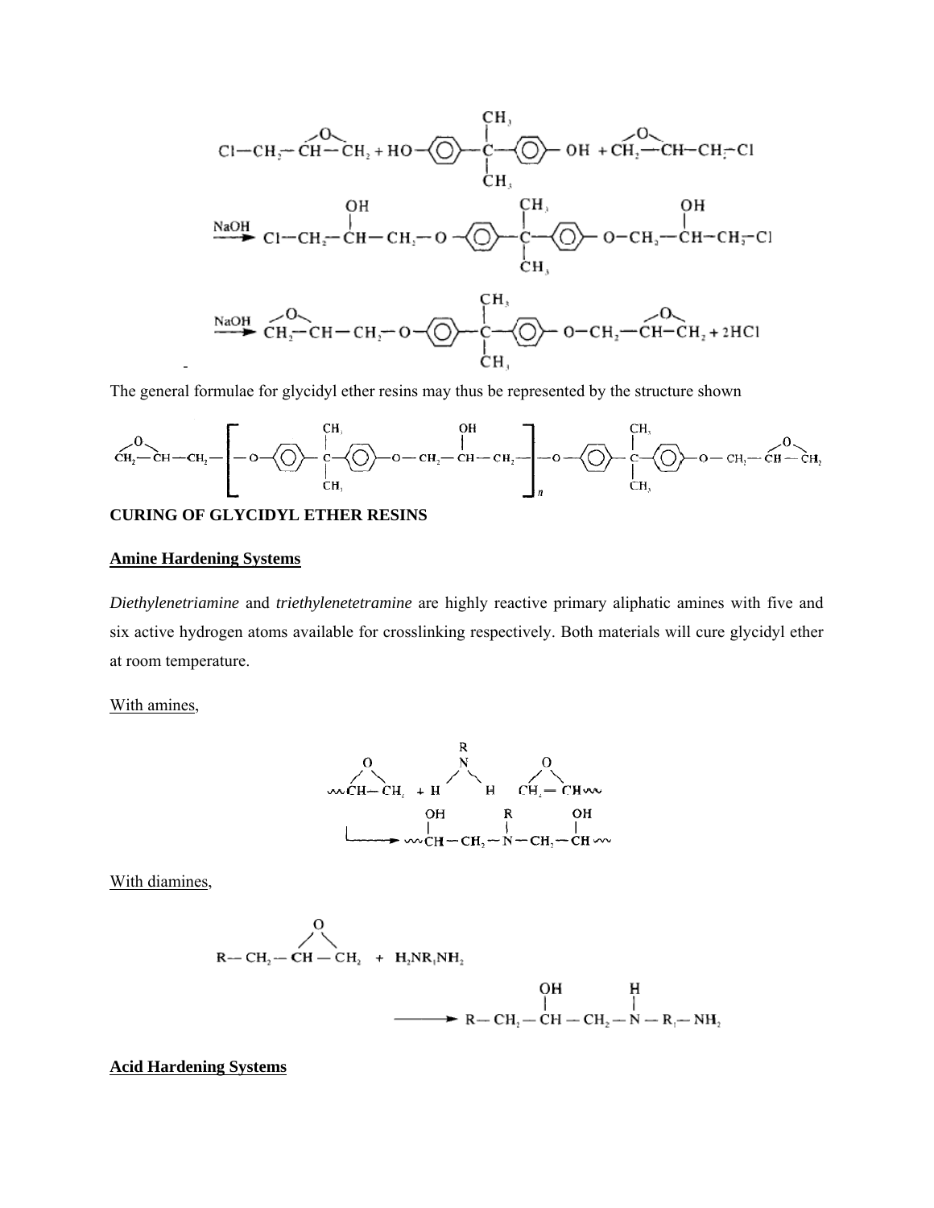$$Cl-CH_2-\overset{O}{\widehat{CH-CH_2}} + HO-\langle\bigcirc\rangle-\underset{CH_3}{\overset{CH_3}{\overset{|}{\underset{|}{C}}}}-\langle\bigcirc\rangle-OH + \overset{O}{\widehat{CH_2-CH}}-CH_2-Cl$$

$$\xrightarrow{NaOH} Cl-CH_2-\overset{OH}{\overset{|}{CH}}-CH_2-O-\langle\bigcirc\rangle-\underset{CH_3}{\overset{CH_3}{\overset{|}{\underset{|}{C}}}}-\langle\bigcirc\rangle-O-CH_2-\overset{OH}{\overset{|}{CH}}-CH_2-Cl$$

$$\xrightarrow{NaOH} \overset{O}{\widehat{CH_2-CH}}-CH_2-O-\langle\bigcirc\rangle-\underset{CH_3}{\overset{CH_3}{\overset{|}{\underset{|}{C}}}}-\langle\bigcirc\rangle-O-CH_2-\overset{O}{\widehat{CH-CH_2}} + 2HCl$$

The general formulae for glycidyl ether resins may thus be represented by the structure shown

$$\overset{O}{\widehat{CH_2-CH}}-CH_2-\left[-O-\langle\bigcirc\rangle-\underset{CH_3}{\overset{CH_3}{\overset{|}{\underset{|}{C}}}}-\langle\bigcirc\rangle-O-CH_2-\overset{OH}{\overset{|}{CH}}-CH_2-\right]_n-O-\langle\bigcirc\rangle-\underset{CH_3}{\overset{CH_3}{\overset{|}{\underset{|}{C}}}}-\langle\bigcirc\rangle-O-CH_2-\overset{O}{\widehat{CH-CH_2}}$$

**CURING OF GLYCIDYL ETHER RESINS**

**Amine Hardening Systems**

*Diethylenetriamine* and *triethylenetetramine* are highly reactive primary aliphatic amines with five and six active hydrogen atoms available for crosslinking respectively. Both materials will cure glycidyl ether at room temperature.

With amines,

$$\sim\overset{O}{\widehat{CH-CH_2}} + H-\overset{R}{N}-H + \overset{O}{\widehat{CH_2-CH}}\sim \longrightarrow \sim\overset{OH}{\overset{|}{CH}}-CH_2-\overset{R}{\overset{|}{N}}-CH_2-\overset{OH}{\overset{|}{CH}}\sim$$

With diamines,

$$R-CH_2-\overset{O}{\widehat{CH-CH_2}} + H_2NR_1NH_2 \longrightarrow R-CH_2-\overset{OH}{\overset{|}{CH}}-CH_2-\overset{H}{\overset{|}{N}}-R_1-NH_2$$

**Acid Hardening Systems**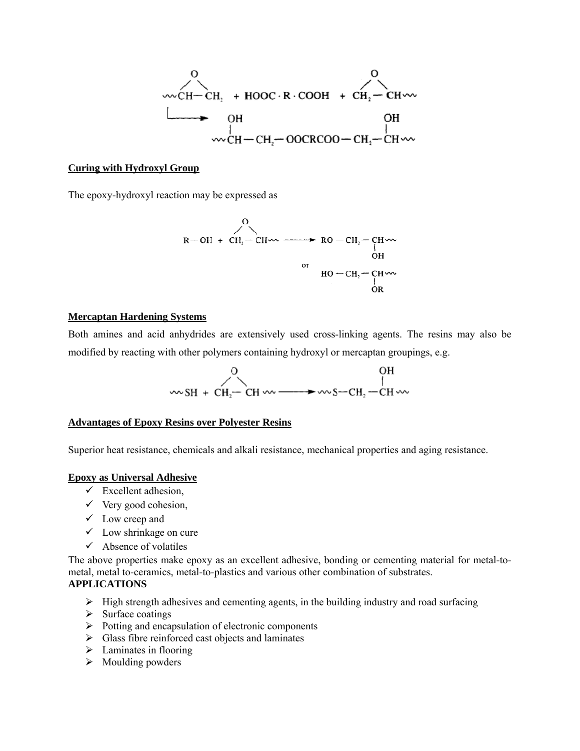$$\sim\!CH\overset{O}{-}CH_2 + HOOC\cdot R\cdot COOH + CH_2\overset{O}{-}CH\!\sim \longrightarrow \sim\!\underset{OH}{CH}-CH_2-OOCRCOO-CH_2-\underset{OH}{CH}\!\sim$$

**Curing with Hydroxyl Group**

The epoxy-hydroxyl reaction may be expressed as

$$R-OH + CH_2\overset{O}{-}CH\!\sim \longrightarrow RO-CH_2-\underset{OH}{CH}\!\sim \quad \text{or} \quad HO-CH_2-\underset{OR}{CH}\!\sim$$

**Mercaptan Hardening Systems**

Both amines and acid anhydrides are extensively used cross-linking agents. The resins may also be modified by reacting with other polymers containing hydroxyl or mercaptan groupings, e.g.

$$\sim\!SH + CH_2\overset{O}{-}CH\!\sim \longrightarrow \sim\!S-CH_2-\underset{OH}{CH}\!\sim$$

**Advantages of Epoxy Resins over Polyester Resins**

Superior heat resistance, chemicals and alkali resistance, mechanical properties and aging resistance.

**Epoxy as Universal Adhesive**

- ✓ Excellent adhesion,
- ✓ Very good cohesion,
- ✓ Low creep and
- ✓ Low shrinkage on cure
- ✓ Absence of volatiles

The above properties make epoxy as an excellent adhesive, bonding or cementing material for metal-to-metal, metal to-ceramics, metal-to-plastics and various other combination of substrates.

**APPLICATIONS**

- High strength adhesives and cementing agents, in the building industry and road surfacing
- Surface coatings
- Potting and encapsulation of electronic components
- Glass fibre reinforced cast objects and laminates
- Laminates in flooring
- Moulding powders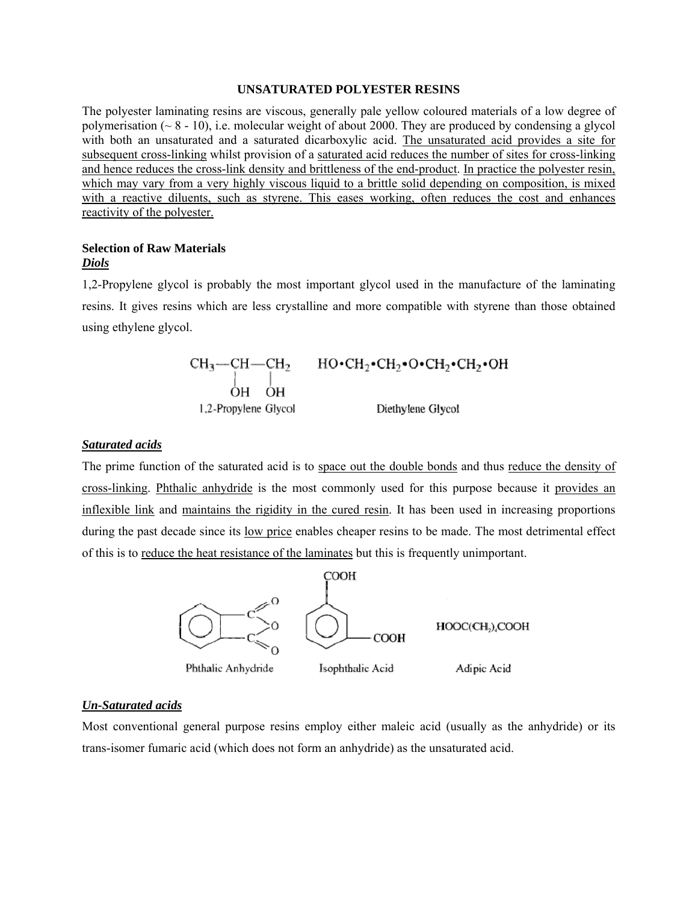## UNSATURATED POLYESTER RESINS

The polyester laminating resins are viscous, generally pale yellow coloured materials of a low degree of polymerisation (~ 8 - 10), i.e. molecular weight of about 2000. They are produced by condensing a glycol with both an unsaturated and a saturated dicarboxylic acid. <u>The unsaturated acid provides a site for subsequent cross-linking</u> whilst provision of a <u>saturated acid reduces the number of sites for cross-linking and hence reduces the cross-link density and brittleness of the end-product</u>. <u>In practice the polyester resin, which may vary from a very highly viscous liquid to a brittle solid depending on composition, is mixed with a reactive diluents, such as styrene. This eases working, often reduces the cost and enhances reactivity of the polyester.</u>

### Selection of Raw Materials

***<u>Diols</u>***

1,2-Propylene glycol is probably the most important glycol used in the manufacture of the laminating resins. It gives resins which are less crystalline and more compatible with styrene than those obtained using ethylene glycol.

$CH_3-CH(OH)-CH_2(OH)$ — 1,2-Propylene Glycol

$HO\cdot CH_2\cdot CH_2\cdot O\cdot CH_2\cdot CH_2\cdot OH$ — Diethylene Glycol

***<u>Saturated acids</u>***

The prime function of the saturated acid is to <u>space out the double bonds</u> and thus <u>reduce the density of cross-linking</u>. <u>Phthalic anhydride</u> is the most commonly used for this purpose because it <u>provides an inflexible link</u> and <u>maintains the rigidity in the cured resin</u>. It has been used in increasing proportions during the past decade since its <u>low price</u> enables cheaper resins to be made. The most detrimental effect of this is to <u>reduce the heat resistance of the laminates</u> but this is frequently unimportant.

Phthalic Anhydride — Isophthalic Acid — Adipic Acid ($HOOC(CH_2)_4COOH$)

***<u>Un-Saturated acids</u>***

Most conventional general purpose resins employ either maleic acid (usually as the anhydride) or its trans-isomer fumaric acid (which does not form an anhydride) as the unsaturated acid.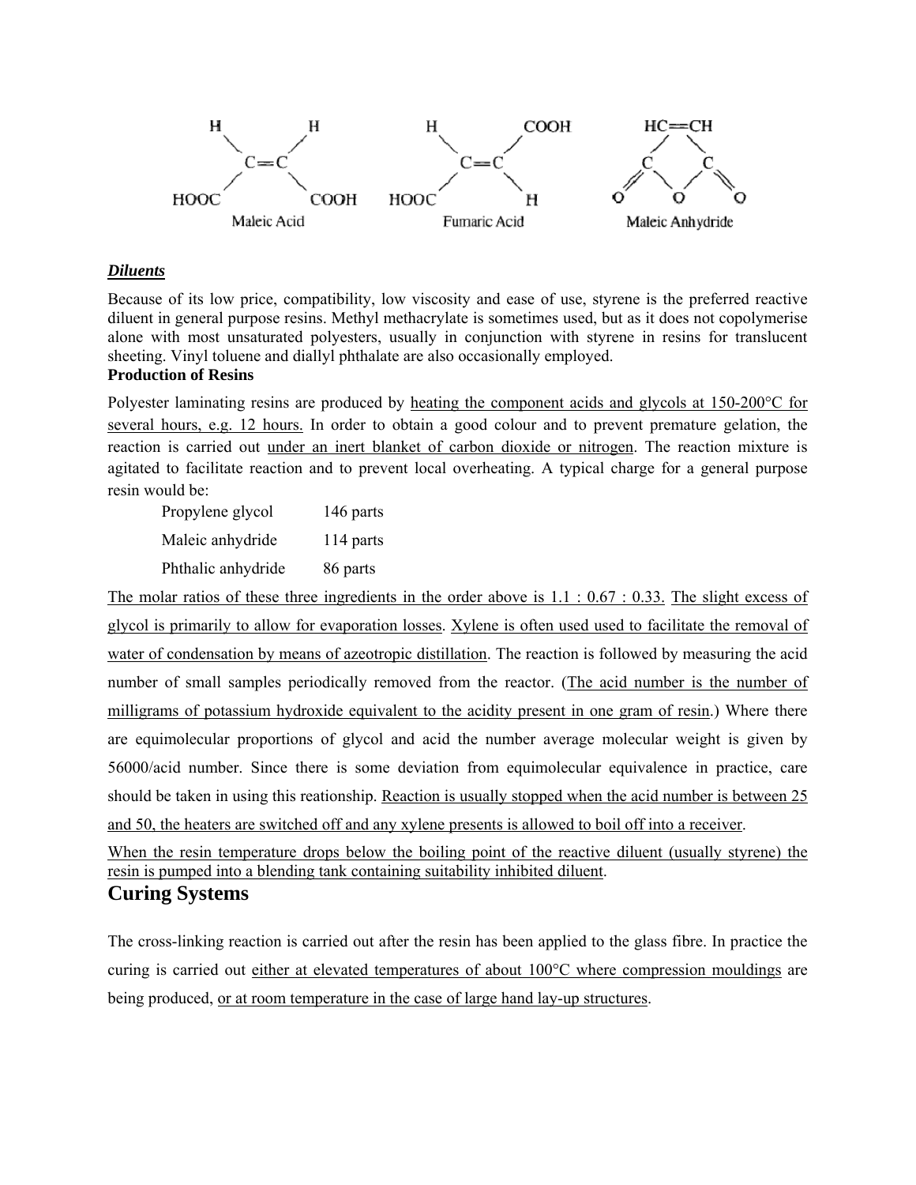Maleic Acid Fumaric Acid Maleic Anhydride

***Diluents***

Because of its low price, compatibility, low viscosity and ease of use, styrene is the preferred reactive diluent in general purpose resins. Methyl methacrylate is sometimes used, but as it does not copolymerise alone with most unsaturated polyesters, usually in conjunction with styrene in resins for translucent sheeting. Vinyl toluene and diallyl phthalate are also occasionally employed.

**Production of Resins**

Polyester laminating resins are produced by heating the component acids and glycols at 150-200°C for several hours, e.g. 12 hours. In order to obtain a good colour and to prevent premature gelation, the reaction is carried out under an inert blanket of carbon dioxide or nitrogen. The reaction mixture is agitated to facilitate reaction and to prevent local overheating. A typical charge for a general purpose resin would be:

| | |
|---|---|
| Propylene glycol | 146 parts |
| Maleic anhydride | 114 parts |
| Phthalic anhydride | 86 parts |

The molar ratios of these three ingredients in the order above is 1.1 : 0.67 : 0.33. The slight excess of glycol is primarily to allow for evaporation losses. Xylene is often used used to facilitate the removal of water of condensation by means of azeotropic distillation. The reaction is followed by measuring the acid number of small samples periodically removed from the reactor. (The acid number is the number of milligrams of potassium hydroxide equivalent to the acidity present in one gram of resin.) Where there are equimolecular proportions of glycol and acid the number average molecular weight is given by 56000/acid number. Since there is some deviation from equimolecular equivalence in practice, care should be taken in using this reationship. Reaction is usually stopped when the acid number is between 25 and 50, the heaters are switched off and any xylene presents is allowed to boil off into a receiver.

When the resin temperature drops below the boiling point of the reactive diluent (usually styrene) the resin is pumped into a blending tank containing suitability inhibited diluent.

## Curing Systems

The cross-linking reaction is carried out after the resin has been applied to the glass fibre. In practice the curing is carried out either at elevated temperatures of about 100°C where compression mouldings are being produced, or at room temperature in the case of large hand lay-up structures.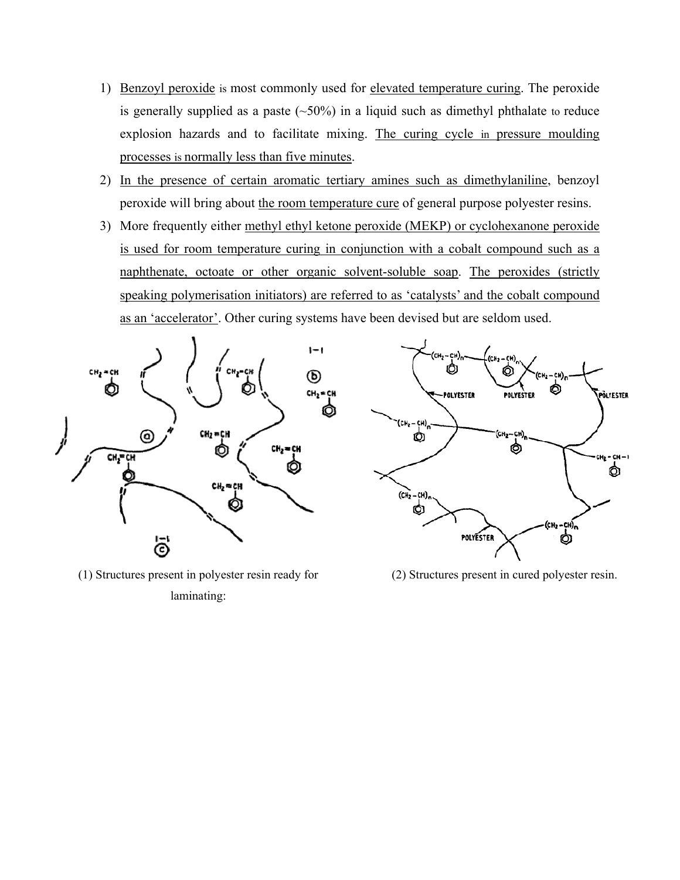1) Benzoyl peroxide is most commonly used for elevated temperature curing. The peroxide is generally supplied as a paste (~50%) in a liquid such as dimethyl phthalate to reduce explosion hazards and to facilitate mixing. The curing cycle in pressure moulding processes is normally less than five minutes.
2) In the presence of certain aromatic tertiary amines such as dimethylaniline, benzoyl peroxide will bring about the room temperature cure of general purpose polyester resins.
3) More frequently either methyl ethyl ketone peroxide (MEKP) or cyclohexanone peroxide is used for room temperature curing in conjunction with a cobalt compound such as a naphthenate, octoate or other organic solvent-soluble soap. The peroxides (strictly speaking polymerisation initiators) are referred to as 'catalysts' and the cobalt compound as an 'accelerator'. Other curing systems have been devised but are seldom used.

(1) Structures present in polyester resin ready for laminating:

(2) Structures present in cured polyester resin.